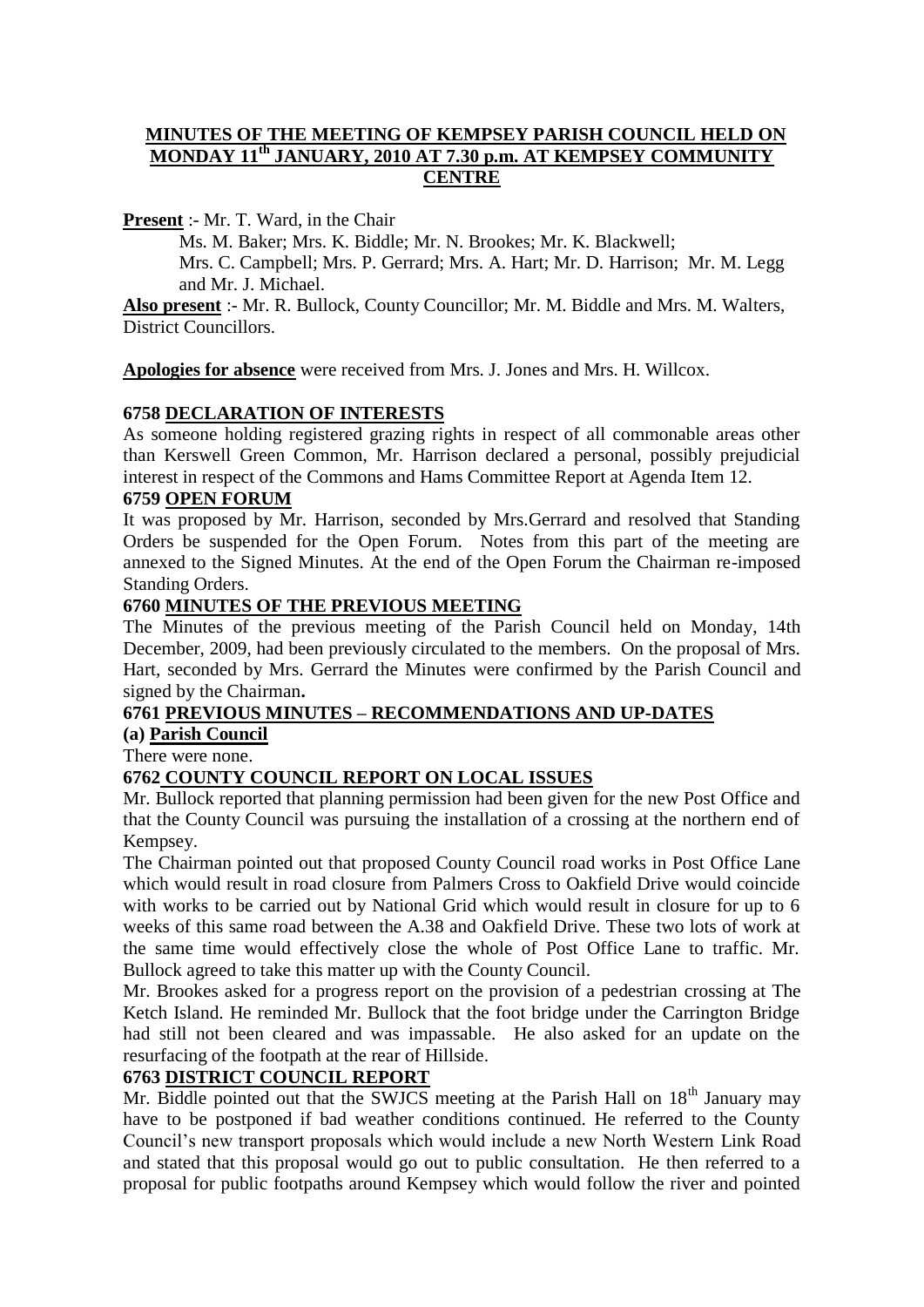# MINUTES OF THE MEETING OF KEMPSEY PARISH COUNCIL HELD ON MONDAY 11th JANUARY, 2010 AT 7.30 p.m. AT KEMPSEY COMMUNITY CENTRE

**Present** :- Mr. T. Ward, in the Chair

Ms. M. Baker; Mrs. K. Biddle; Mr. N. Brookes; Mr. K. Blackwell; Mrs. C. Campbell; Mrs. P. Gerrard; Mrs. A. Hart; Mr. D. Harrison; Mr. M. Legg and Mr. J. Michael.

**Also present** :- Mr. R. Bullock, County Councillor; Mr. M. Biddle and Mrs. M. Walters, District Councillors.

**Apologies for absence** were received from Mrs. J. Jones and Mrs. H. Willcox.

## 6758 DECLARATION OF INTERESTS

As someone holding registered grazing rights in respect of all commonable areas other than Kerswell Green Common, Mr. Harrison declared a personal, possibly prejudicial interest in respect of the Commons and Hams Committee Report at Agenda Item 12.

## 6759 OPEN FORUM

It was proposed by Mr. Harrison, seconded by Mrs.Gerrard and resolved that Standing Orders be suspended for the Open Forum. Notes from this part of the meeting are annexed to the Signed Minutes. At the end of the Open Forum the Chairman re-imposed Standing Orders.

## 6760 MINUTES OF THE PREVIOUS MEETING

The Minutes of the previous meeting of the Parish Council held on Monday, 14th December, 2009, had been previously circulated to the members. On the proposal of Mrs. Hart, seconded by Mrs. Gerrard the Minutes were confirmed by the Parish Council and signed by the Chairman**.**

## 6761 PREVIOUS MINUTES – RECOMMENDATIONS AND UP-DATES

### (a) Parish Council

There were none.

## 6762 COUNTY COUNCIL REPORT ON LOCAL ISSUES

Mr. Bullock reported that planning permission had been given for the new Post Office and that the County Council was pursuing the installation of a crossing at the northern end of Kempsey.

The Chairman pointed out that proposed County Council road works in Post Office Lane which would result in road closure from Palmers Cross to Oakfield Drive would coincide with works to be carried out by National Grid which would result in closure for up to 6 weeks of this same road between the A.38 and Oakfield Drive. These two lots of work at the same time would effectively close the whole of Post Office Lane to traffic. Mr. Bullock agreed to take this matter up with the County Council.

Mr. Brookes asked for a progress report on the provision of a pedestrian crossing at The Ketch Island. He reminded Mr. Bullock that the foot bridge under the Carrington Bridge had still not been cleared and was impassable. He also asked for an update on the resurfacing of the footpath at the rear of Hillside.

## 6763 DISTRICT COUNCIL REPORT

Mr. Biddle pointed out that the SWJCS meeting at the Parish Hall on 18th January may have to be postponed if bad weather conditions continued. He referred to the County Council's new transport proposals which would include a new North Western Link Road and stated that this proposal would go out to public consultation. He then referred to a proposal for public footpaths around Kempsey which would follow the river and pointed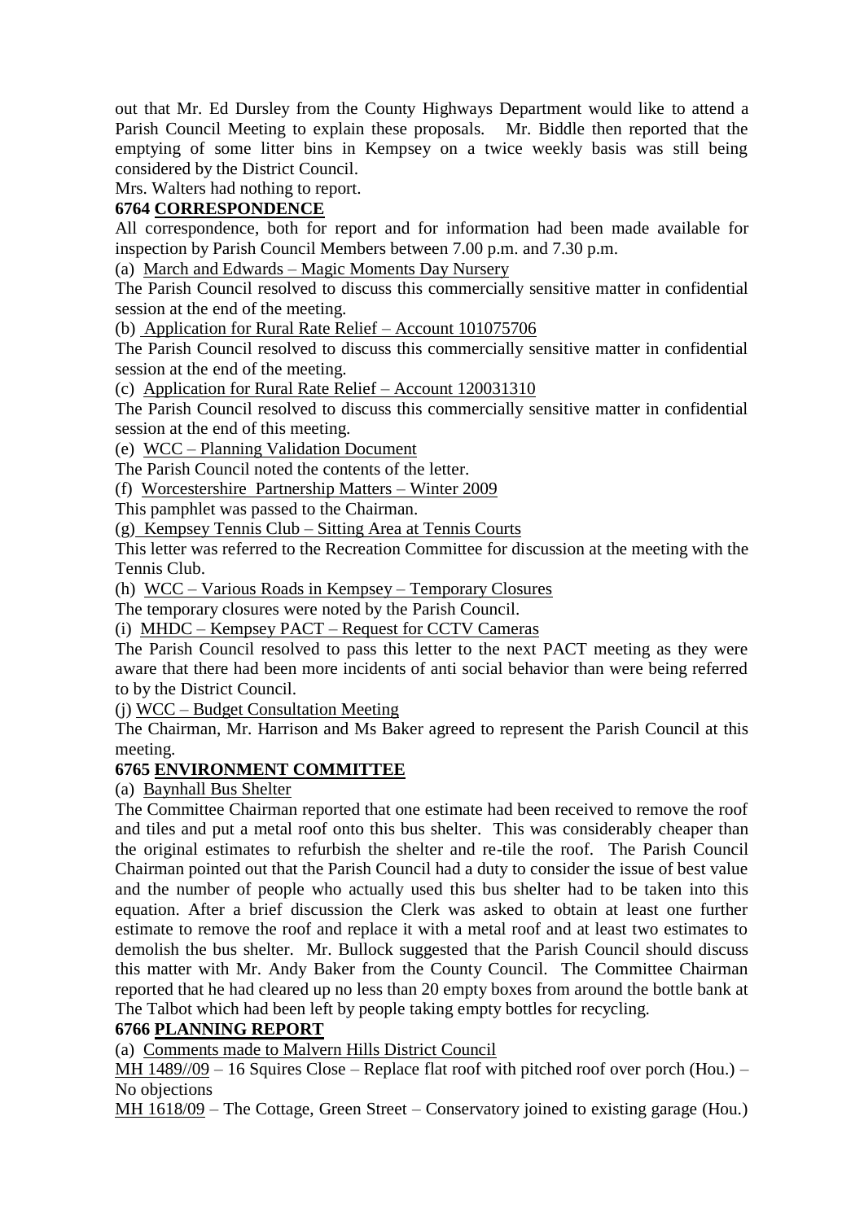out that Mr. Ed Dursley from the County Highways Department would like to attend a Parish Council Meeting to explain these proposals. Mr. Biddle then reported that the emptying of some litter bins in Kempsey on a twice weekly basis was still being considered by the District Council.

Mrs. Walters had nothing to report.

## 6764 CORRESPONDENCE

All correspondence, both for report and for information had been made available for inspection by Parish Council Members between 7.00 p.m. and 7.30 p.m.

(a) March and Edwards – Magic Moments Day Nursery

The Parish Council resolved to discuss this commercially sensitive matter in confidential session at the end of the meeting.

(b) Application for Rural Rate Relief – Account 101075706

The Parish Council resolved to discuss this commercially sensitive matter in confidential session at the end of the meeting.

(c) Application for Rural Rate Relief – Account 120031310

The Parish Council resolved to discuss this commercially sensitive matter in confidential session at the end of this meeting.

(e) WCC – Planning Validation Document

The Parish Council noted the contents of the letter.

(f) Worcestershire Partnership Matters – Winter 2009

This pamphlet was passed to the Chairman.

(g) Kempsey Tennis Club – Sitting Area at Tennis Courts

This letter was referred to the Recreation Committee for discussion at the meeting with the Tennis Club.

(h) WCC – Various Roads in Kempsey – Temporary Closures

The temporary closures were noted by the Parish Council.

(i) MHDC – Kempsey PACT – Request for CCTV Cameras

The Parish Council resolved to pass this letter to the next PACT meeting as they were aware that there had been more incidents of anti social behavior than were being referred to by the District Council.

(j) WCC – Budget Consultation Meeting

The Chairman, Mr. Harrison and Ms Baker agreed to represent the Parish Council at this meeting.

## 6765 ENVIRONMENT COMMITTEE

(a) Baynhall Bus Shelter

The Committee Chairman reported that one estimate had been received to remove the roof and tiles and put a metal roof onto this bus shelter. This was considerably cheaper than the original estimates to refurbish the shelter and re-tile the roof. The Parish Council Chairman pointed out that the Parish Council had a duty to consider the issue of best value and the number of people who actually used this bus shelter had to be taken into this equation. After a brief discussion the Clerk was asked to obtain at least one further estimate to remove the roof and replace it with a metal roof and at least two estimates to demolish the bus shelter. Mr. Bullock suggested that the Parish Council should discuss this matter with Mr. Andy Baker from the County Council. The Committee Chairman reported that he had cleared up no less than 20 empty boxes from around the bottle bank at The Talbot which had been left by people taking empty bottles for recycling.

## 6766 PLANNING REPORT

(a) Comments made to Malvern Hills District Council

MH 1489//09 – 16 Squires Close – Replace flat roof with pitched roof over porch (Hou.) – No objections

MH 1618/09 – The Cottage, Green Street – Conservatory joined to existing garage (Hou.)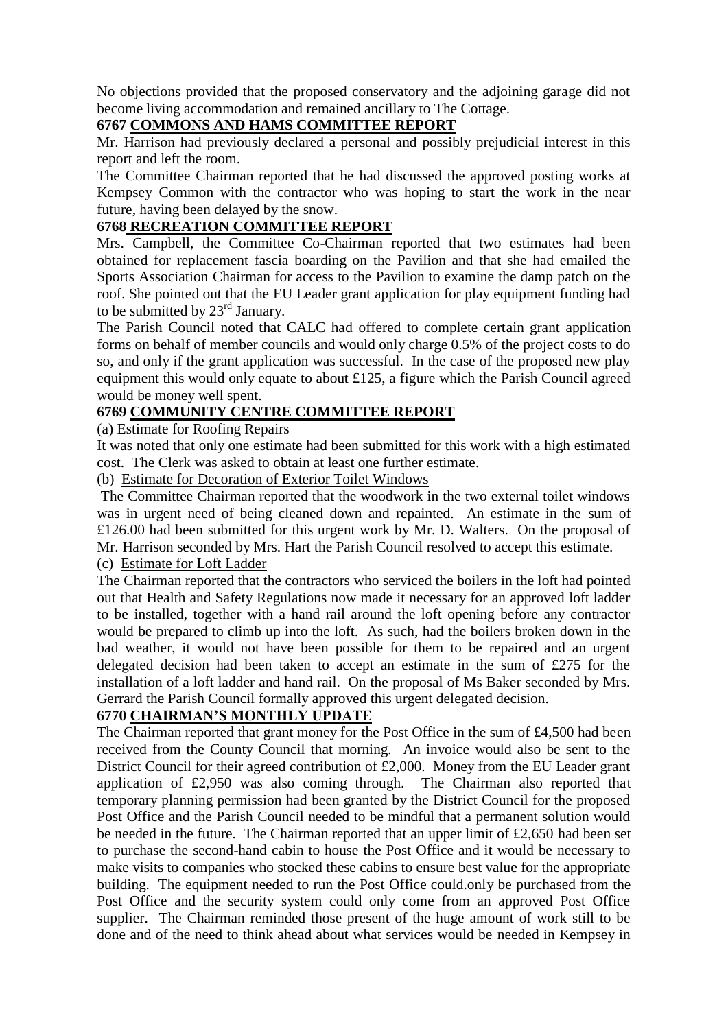No objections provided that the proposed conservatory and the adjoining garage did not become living accommodation and remained ancillary to The Cottage.

**6767 COMMONS AND HAMS COMMITTEE REPORT**

Mr. Harrison had previously declared a personal and possibly prejudicial interest in this report and left the room.

The Committee Chairman reported that he had discussed the approved posting works at Kempsey Common with the contractor who was hoping to start the work in the near future, having been delayed by the snow.

**6768 RECREATION COMMITTEE REPORT**

Mrs. Campbell, the Committee Co-Chairman reported that two estimates had been obtained for replacement fascia boarding on the Pavilion and that she had emailed the Sports Association Chairman for access to the Pavilion to examine the damp patch on the roof. She pointed out that the EU Leader grant application for play equipment funding had to be submitted by 23rd January.

The Parish Council noted that CALC had offered to complete certain grant application forms on behalf of member councils and would only charge 0.5% of the project costs to do so, and only if the grant application was successful. In the case of the proposed new play equipment this would only equate to about £125, a figure which the Parish Council agreed would be money well spent.

**6769 COMMUNITY CENTRE COMMITTEE REPORT**

(a) Estimate for Roofing Repairs

It was noted that only one estimate had been submitted for this work with a high estimated cost. The Clerk was asked to obtain at least one further estimate.

(b) Estimate for Decoration of Exterior Toilet Windows

The Committee Chairman reported that the woodwork in the two external toilet windows was in urgent need of being cleaned down and repainted. An estimate in the sum of £126.00 had been submitted for this urgent work by Mr. D. Walters. On the proposal of Mr. Harrison seconded by Mrs. Hart the Parish Council resolved to accept this estimate.

(c) Estimate for Loft Ladder

The Chairman reported that the contractors who serviced the boilers in the loft had pointed out that Health and Safety Regulations now made it necessary for an approved loft ladder to be installed, together with a hand rail around the loft opening before any contractor would be prepared to climb up into the loft. As such, had the boilers broken down in the bad weather, it would not have been possible for them to be repaired and an urgent delegated decision had been taken to accept an estimate in the sum of £275 for the installation of a loft ladder and hand rail. On the proposal of Ms Baker seconded by Mrs. Gerrard the Parish Council formally approved this urgent delegated decision.

**6770 CHAIRMAN'S MONTHLY UPDATE**

The Chairman reported that grant money for the Post Office in the sum of £4,500 had been received from the County Council that morning. An invoice would also be sent to the District Council for their agreed contribution of £2,000. Money from the EU Leader grant application of £2,950 was also coming through. The Chairman also reported that temporary planning permission had been granted by the District Council for the proposed Post Office and the Parish Council needed to be mindful that a permanent solution would be needed in the future. The Chairman reported that an upper limit of £2,650 had been set to purchase the second-hand cabin to house the Post Office and it would be necessary to make visits to companies who stocked these cabins to ensure best value for the appropriate building. The equipment needed to run the Post Office could.only be purchased from the Post Office and the security system could only come from an approved Post Office supplier. The Chairman reminded those present of the huge amount of work still to be done and of the need to think ahead about what services would be needed in Kempsey in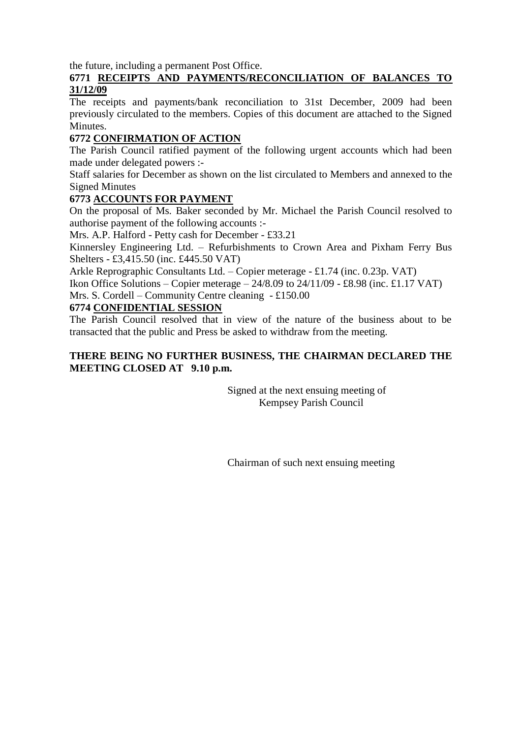the future, including a permanent Post Office.

**6771 RECEIPTS AND PAYMENTS/RECONCILIATION OF BALANCES TO 31/12/09**

The receipts and payments/bank reconciliation to 31st December, 2009 had been previously circulated to the members. Copies of this document are attached to the Signed Minutes.

**6772 CONFIRMATION OF ACTION**

The Parish Council ratified payment of the following urgent accounts which had been made under delegated powers :-

Staff salaries for December as shown on the list circulated to Members and annexed to the Signed Minutes

**6773 ACCOUNTS FOR PAYMENT**

On the proposal of Ms. Baker seconded by Mr. Michael the Parish Council resolved to authorise payment of the following accounts :-

Mrs. A.P. Halford - Petty cash for December - £33.21

Kinnersley Engineering Ltd. – Refurbishments to Crown Area and Pixham Ferry Bus Shelters - £3,415.50 (inc. £445.50 VAT)

Arkle Reprographic Consultants Ltd. – Copier meterage - £1.74 (inc. 0.23p. VAT)

Ikon Office Solutions – Copier meterage – 24/8.09 to 24/11/09 - £8.98 (inc. £1.17 VAT)

Mrs. S. Cordell – Community Centre cleaning - £150.00

**6774 CONFIDENTIAL SESSION**

The Parish Council resolved that in view of the nature of the business about to be transacted that the public and Press be asked to withdraw from the meeting.

**THERE BEING NO FURTHER BUSINESS, THE CHAIRMAN DECLARED THE MEETING CLOSED AT 9.10 p.m.**

Signed at the next ensuing meeting of
Kempsey Parish Council

Chairman of such next ensuing meeting